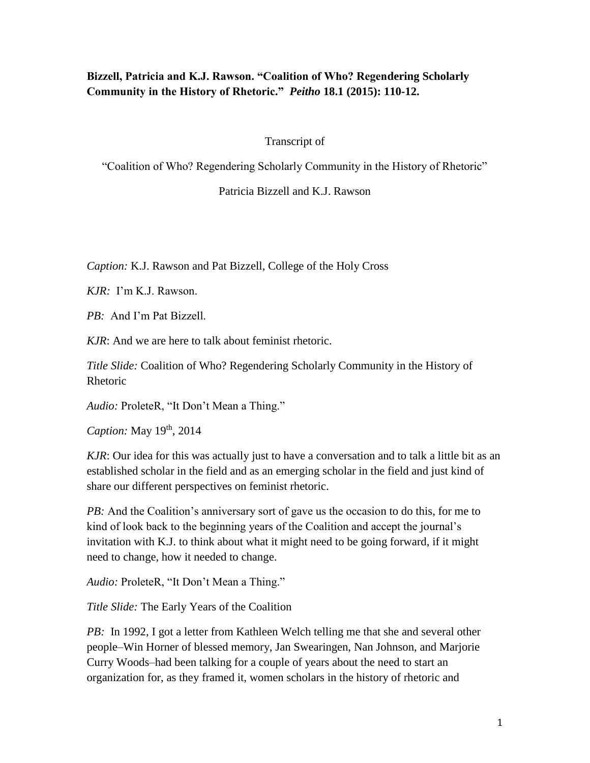**Bizzell, Patricia and K.J. Rawson. "Coalition of Who? Regendering Scholarly Community in the History of Rhetoric."** ***Peitho*** **18.1 (2015): 110-12.**

Transcript of

"Coalition of Who? Regendering Scholarly Community in the History of Rhetoric"

Patricia Bizzell and K.J. Rawson

*Caption:* K.J. Rawson and Pat Bizzell, College of the Holy Cross

*KJR:* I'm K.J. Rawson.

*PB:* And I'm Pat Bizzell.

*KJR*: And we are here to talk about feminist rhetoric.

*Title Slide:* Coalition of Who? Regendering Scholarly Community in the History of Rhetoric

*Audio:* ProleteR, "It Don't Mean a Thing."

*Caption:* May 19th, 2014

*KJR*: Our idea for this was actually just to have a conversation and to talk a little bit as an established scholar in the field and as an emerging scholar in the field and just kind of share our different perspectives on feminist rhetoric.

*PB:* And the Coalition's anniversary sort of gave us the occasion to do this, for me to kind of look back to the beginning years of the Coalition and accept the journal's invitation with K.J. to think about what it might need to be going forward, if it might need to change, how it needed to change.

*Audio:* ProleteR, "It Don't Mean a Thing."

*Title Slide:* The Early Years of the Coalition

*PB:* In 1992, I got a letter from Kathleen Welch telling me that she and several other people–Win Horner of blessed memory, Jan Swearingen, Nan Johnson, and Marjorie Curry Woods–had been talking for a couple of years about the need to start an organization for, as they framed it, women scholars in the history of rhetoric and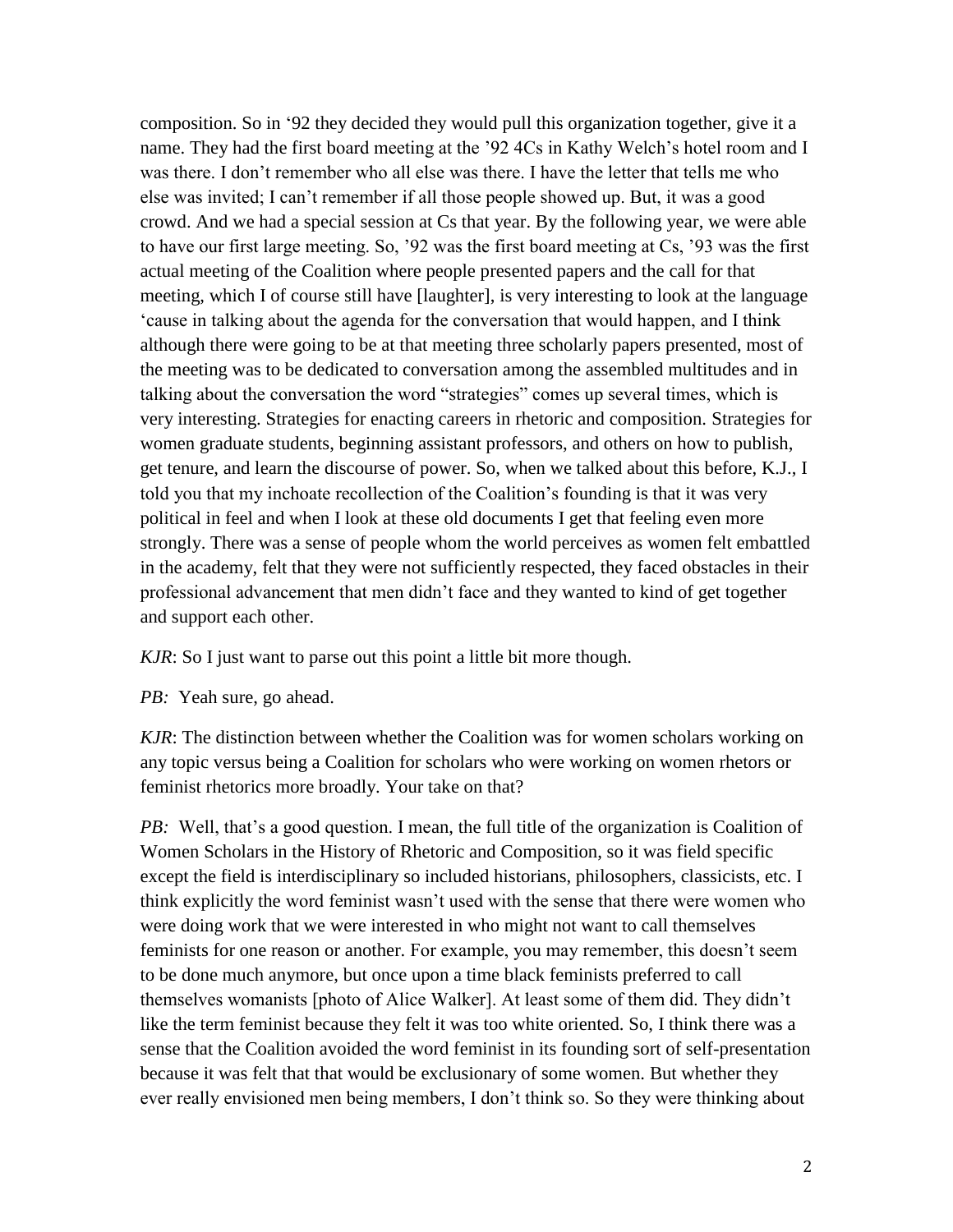composition. So in '92 they decided they would pull this organization together, give it a name. They had the first board meeting at the '92 4Cs in Kathy Welch's hotel room and I was there. I don't remember who all else was there. I have the letter that tells me who else was invited; I can't remember if all those people showed up. But, it was a good crowd. And we had a special session at Cs that year. By the following year, we were able to have our first large meeting. So, '92 was the first board meeting at Cs, '93 was the first actual meeting of the Coalition where people presented papers and the call for that meeting, which I of course still have [laughter], is very interesting to look at the language 'cause in talking about the agenda for the conversation that would happen, and I think although there were going to be at that meeting three scholarly papers presented, most of the meeting was to be dedicated to conversation among the assembled multitudes and in talking about the conversation the word "strategies" comes up several times, which is very interesting. Strategies for enacting careers in rhetoric and composition. Strategies for women graduate students, beginning assistant professors, and others on how to publish, get tenure, and learn the discourse of power. So, when we talked about this before, K.J., I told you that my inchoate recollection of the Coalition's founding is that it was very political in feel and when I look at these old documents I get that feeling even more strongly. There was a sense of people whom the world perceives as women felt embattled in the academy, felt that they were not sufficiently respected, they faced obstacles in their professional advancement that men didn't face and they wanted to kind of get together and support each other.

*KJR*: So I just want to parse out this point a little bit more though.

*PB:* Yeah sure, go ahead.

*KJR*: The distinction between whether the Coalition was for women scholars working on any topic versus being a Coalition for scholars who were working on women rhetors or feminist rhetorics more broadly. Your take on that?

*PB:* Well, that's a good question. I mean, the full title of the organization is Coalition of Women Scholars in the History of Rhetoric and Composition, so it was field specific except the field is interdisciplinary so included historians, philosophers, classicists, etc. I think explicitly the word feminist wasn't used with the sense that there were women who were doing work that we were interested in who might not want to call themselves feminists for one reason or another. For example, you may remember, this doesn't seem to be done much anymore, but once upon a time black feminists preferred to call themselves womanists [photo of Alice Walker]. At least some of them did. They didn't like the term feminist because they felt it was too white oriented. So, I think there was a sense that the Coalition avoided the word feminist in its founding sort of self-presentation because it was felt that that would be exclusionary of some women. But whether they ever really envisioned men being members, I don't think so. So they were thinking about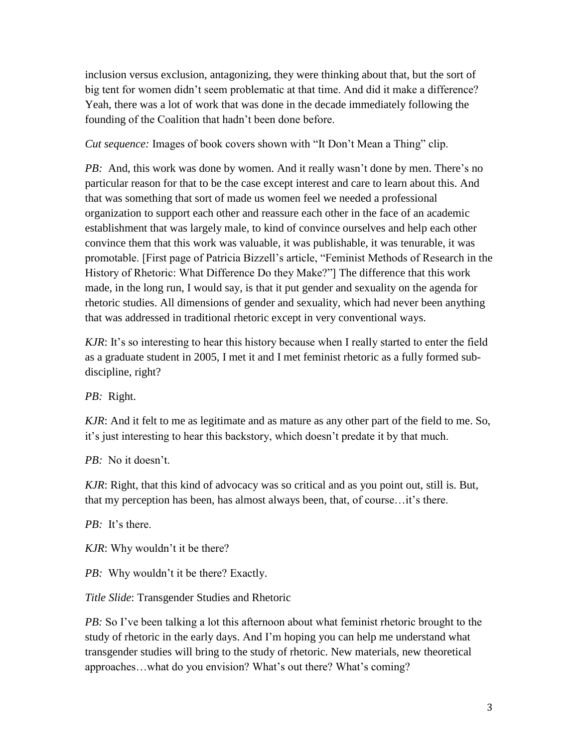inclusion versus exclusion, antagonizing, they were thinking about that, but the sort of big tent for women didn't seem problematic at that time. And did it make a difference? Yeah, there was a lot of work that was done in the decade immediately following the founding of the Coalition that hadn't been done before.

*Cut sequence:* Images of book covers shown with "It Don't Mean a Thing" clip.

*PB:* And, this work was done by women. And it really wasn't done by men. There's no particular reason for that to be the case except interest and care to learn about this. And that was something that sort of made us women feel we needed a professional organization to support each other and reassure each other in the face of an academic establishment that was largely male, to kind of convince ourselves and help each other convince them that this work was valuable, it was publishable, it was tenurable, it was promotable. [First page of Patricia Bizzell's article, "Feminist Methods of Research in the History of Rhetoric: What Difference Do they Make?"] The difference that this work made, in the long run, I would say, is that it put gender and sexuality on the agenda for rhetoric studies. All dimensions of gender and sexuality, which had never been anything that was addressed in traditional rhetoric except in very conventional ways.

*KJR*: It's so interesting to hear this history because when I really started to enter the field as a graduate student in 2005, I met it and I met feminist rhetoric as a fully formed sub-discipline, right?

*PB:* Right.

*KJR*: And it felt to me as legitimate and as mature as any other part of the field to me. So, it's just interesting to hear this backstory, which doesn't predate it by that much.

*PB:* No it doesn't.

*KJR*: Right, that this kind of advocacy was so critical and as you point out, still is. But, that my perception has been, has almost always been, that, of course…it's there.

*PB:* It's there.

*KJR*: Why wouldn't it be there?

*PB:* Why wouldn't it be there? Exactly.

*Title Slide*: Transgender Studies and Rhetoric

*PB:* So I've been talking a lot this afternoon about what feminist rhetoric brought to the study of rhetoric in the early days. And I'm hoping you can help me understand what transgender studies will bring to the study of rhetoric. New materials, new theoretical approaches…what do you envision? What's out there? What's coming?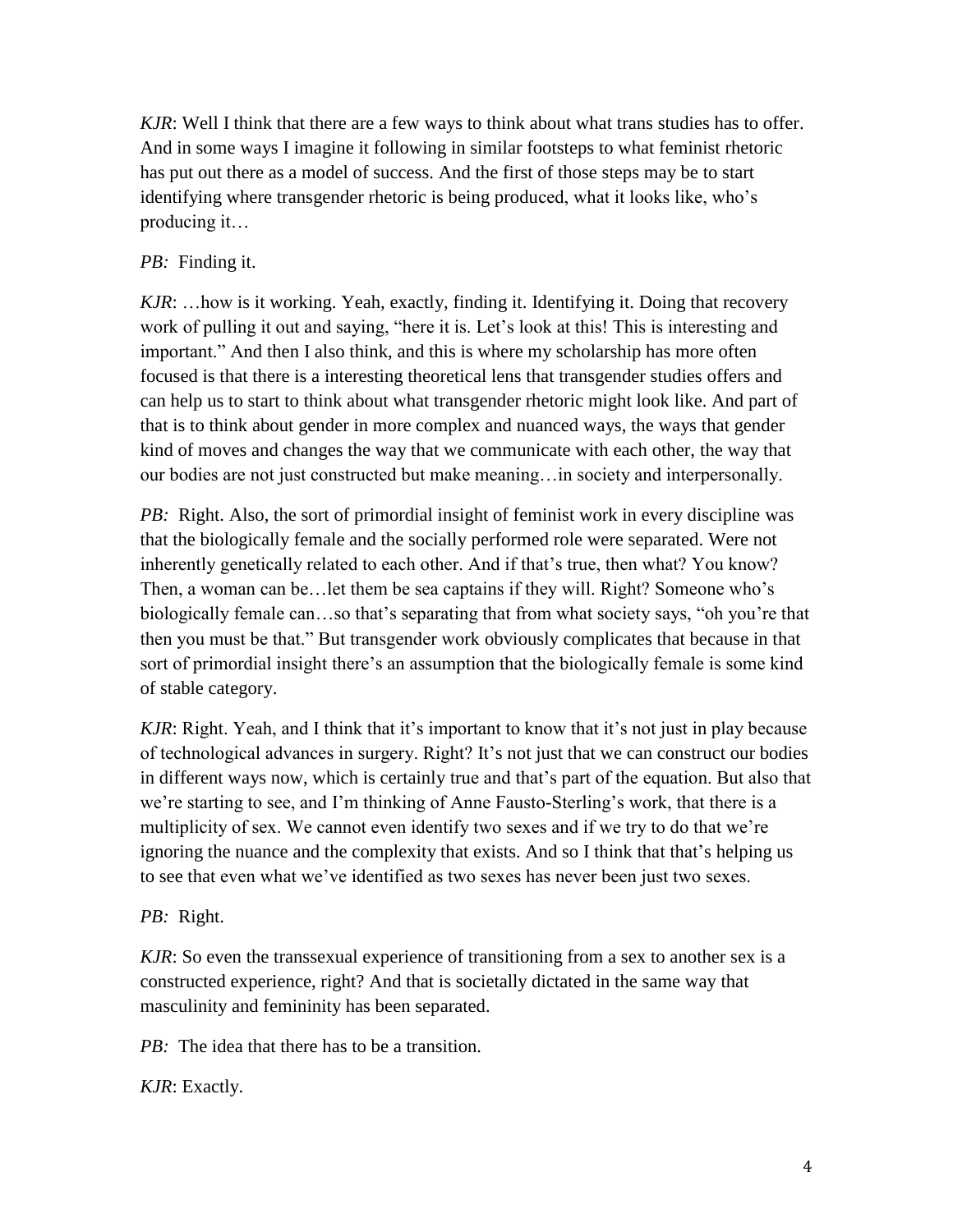*KJR*: Well I think that there are a few ways to think about what trans studies has to offer. And in some ways I imagine it following in similar footsteps to what feminist rhetoric has put out there as a model of success. And the first of those steps may be to start identifying where transgender rhetoric is being produced, what it looks like, who's producing it…

*PB:* Finding it.

*KJR*: …how is it working. Yeah, exactly, finding it. Identifying it. Doing that recovery work of pulling it out and saying, "here it is. Let's look at this! This is interesting and important." And then I also think, and this is where my scholarship has more often focused is that there is a interesting theoretical lens that transgender studies offers and can help us to start to think about what transgender rhetoric might look like. And part of that is to think about gender in more complex and nuanced ways, the ways that gender kind of moves and changes the way that we communicate with each other, the way that our bodies are not just constructed but make meaning…in society and interpersonally.

*PB:* Right. Also, the sort of primordial insight of feminist work in every discipline was that the biologically female and the socially performed role were separated. Were not inherently genetically related to each other. And if that's true, then what? You know? Then, a woman can be…let them be sea captains if they will. Right? Someone who's biologically female can…so that's separating that from what society says, "oh you're that then you must be that." But transgender work obviously complicates that because in that sort of primordial insight there's an assumption that the biologically female is some kind of stable category.

*KJR*: Right. Yeah, and I think that it's important to know that it's not just in play because of technological advances in surgery. Right? It's not just that we can construct our bodies in different ways now, which is certainly true and that's part of the equation. But also that we're starting to see, and I'm thinking of Anne Fausto-Sterling's work, that there is a multiplicity of sex. We cannot even identify two sexes and if we try to do that we're ignoring the nuance and the complexity that exists. And so I think that that's helping us to see that even what we've identified as two sexes has never been just two sexes.

*PB:* Right.

*KJR*: So even the transsexual experience of transitioning from a sex to another sex is a constructed experience, right? And that is societally dictated in the same way that masculinity and femininity has been separated.

*PB:* The idea that there has to be a transition.

*KJR*: Exactly.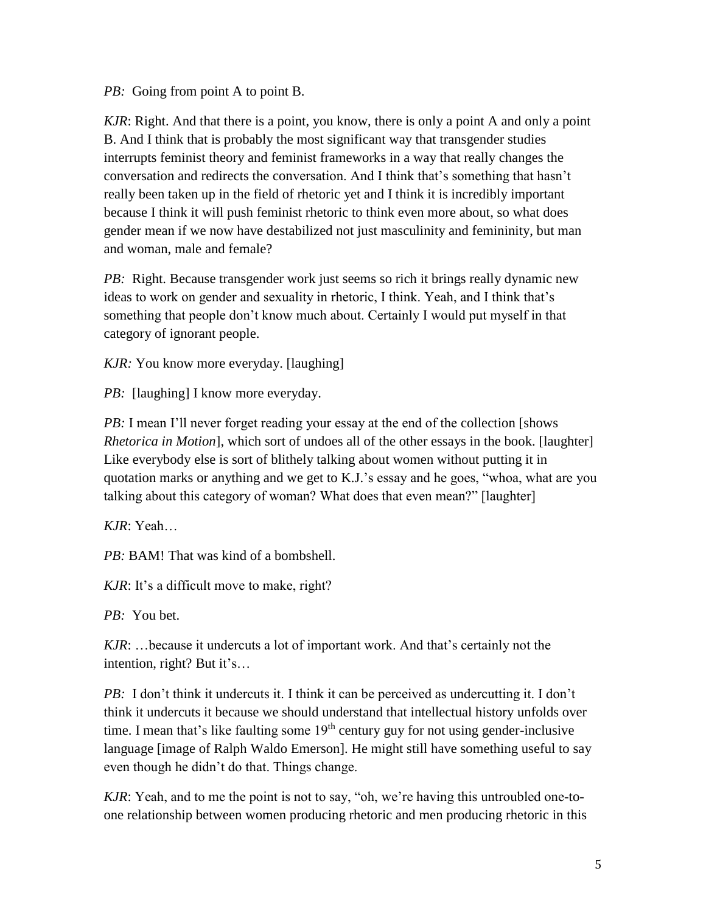*PB:* Going from point A to point B.

*KJR*: Right. And that there is a point, you know, there is only a point A and only a point B. And I think that is probably the most significant way that transgender studies interrupts feminist theory and feminist frameworks in a way that really changes the conversation and redirects the conversation. And I think that's something that hasn't really been taken up in the field of rhetoric yet and I think it is incredibly important because I think it will push feminist rhetoric to think even more about, so what does gender mean if we now have destabilized not just masculinity and femininity, but man and woman, male and female?

*PB:* Right. Because transgender work just seems so rich it brings really dynamic new ideas to work on gender and sexuality in rhetoric, I think. Yeah, and I think that's something that people don't know much about. Certainly I would put myself in that category of ignorant people.

*KJR:* You know more everyday. [laughing]

*PB:* [laughing] I know more everyday.

*PB:* I mean I'll never forget reading your essay at the end of the collection [shows *Rhetorica in Motion*], which sort of undoes all of the other essays in the book. [laughter] Like everybody else is sort of blithely talking about women without putting it in quotation marks or anything and we get to K.J.'s essay and he goes, "whoa, what are you talking about this category of woman? What does that even mean?" [laughter]

*KJR*: Yeah…

*PB:* BAM! That was kind of a bombshell.

*KJR*: It's a difficult move to make, right?

*PB:* You bet.

*KJR*: …because it undercuts a lot of important work. And that's certainly not the intention, right? But it's…

*PB:* I don't think it undercuts it. I think it can be perceived as undercutting it. I don't think it undercuts it because we should understand that intellectual history unfolds over time. I mean that's like faulting some 19th century guy for not using gender-inclusive language [image of Ralph Waldo Emerson]. He might still have something useful to say even though he didn't do that. Things change.

*KJR*: Yeah, and to me the point is not to say, "oh, we're having this untroubled one-to-one relationship between women producing rhetoric and men producing rhetoric in this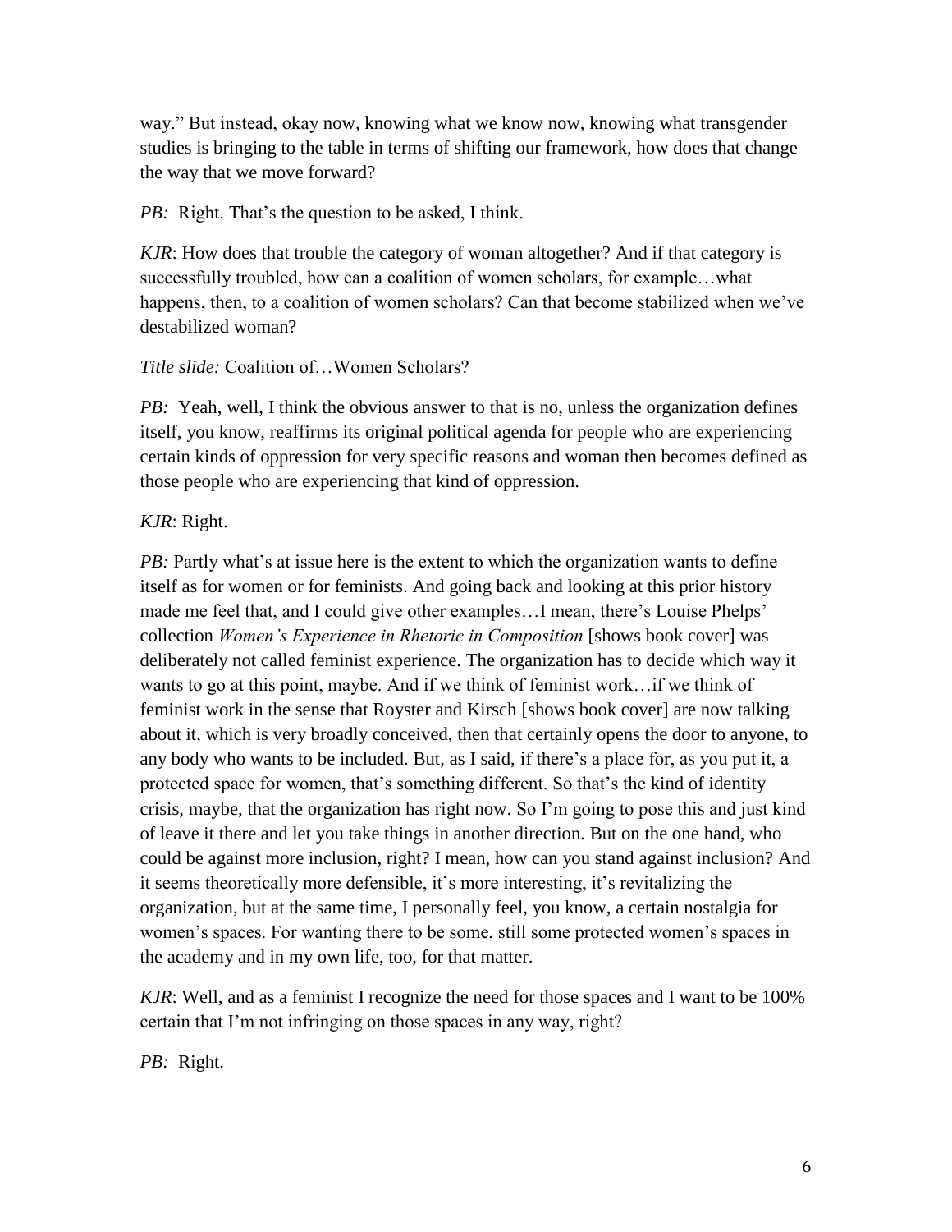way." But instead, okay now, knowing what we know now, knowing what transgender studies is bringing to the table in terms of shifting our framework, how does that change the way that we move forward?

*PB:* Right. That's the question to be asked, I think.

*KJR*: How does that trouble the category of woman altogether? And if that category is successfully troubled, how can a coalition of women scholars, for example…what happens, then, to a coalition of women scholars? Can that become stabilized when we've destabilized woman?

*Title slide:* Coalition of…Women Scholars?

*PB:* Yeah, well, I think the obvious answer to that is no, unless the organization defines itself, you know, reaffirms its original political agenda for people who are experiencing certain kinds of oppression for very specific reasons and woman then becomes defined as those people who are experiencing that kind of oppression.

*KJR*: Right.

*PB:* Partly what's at issue here is the extent to which the organization wants to define itself as for women or for feminists. And going back and looking at this prior history made me feel that, and I could give other examples…I mean, there's Louise Phelps' collection *Women's Experience in Rhetoric in Composition* [shows book cover] was deliberately not called feminist experience. The organization has to decide which way it wants to go at this point, maybe. And if we think of feminist work…if we think of feminist work in the sense that Royster and Kirsch [shows book cover] are now talking about it, which is very broadly conceived, then that certainly opens the door to anyone, to any body who wants to be included. But, as I said, if there's a place for, as you put it, a protected space for women, that's something different. So that's the kind of identity crisis, maybe, that the organization has right now. So I'm going to pose this and just kind of leave it there and let you take things in another direction. But on the one hand, who could be against more inclusion, right? I mean, how can you stand against inclusion? And it seems theoretically more defensible, it's more interesting, it's revitalizing the organization, but at the same time, I personally feel, you know, a certain nostalgia for women's spaces. For wanting there to be some, still some protected women's spaces in the academy and in my own life, too, for that matter.

*KJR*: Well, and as a feminist I recognize the need for those spaces and I want to be 100% certain that I'm not infringing on those spaces in any way, right?

*PB:* Right.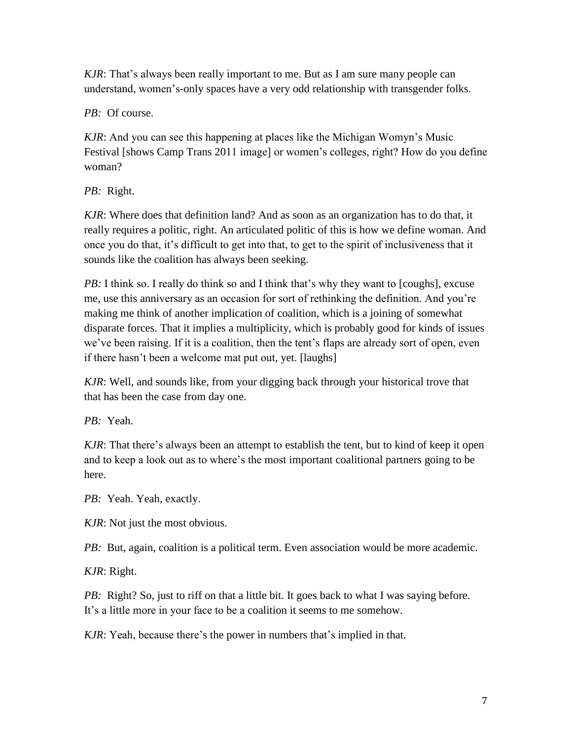*KJR*: That's always been really important to me. But as I am sure many people can understand, women's-only spaces have a very odd relationship with transgender folks.

*PB:* Of course.

*KJR*: And you can see this happening at places like the Michigan Womyn's Music Festival [shows Camp Trans 2011 image] or women's colleges, right? How do you define woman?

*PB:* Right.

*KJR*: Where does that definition land? And as soon as an organization has to do that, it really requires a politic, right. An articulated politic of this is how we define woman. And once you do that, it's difficult to get into that, to get to the spirit of inclusiveness that it sounds like the coalition has always been seeking.

*PB:* I think so. I really do think so and I think that's why they want to [coughs], excuse me, use this anniversary as an occasion for sort of rethinking the definition. And you're making me think of another implication of coalition, which is a joining of somewhat disparate forces. That it implies a multiplicity, which is probably good for kinds of issues we've been raising. If it is a coalition, then the tent's flaps are already sort of open, even if there hasn't been a welcome mat put out, yet. [laughs]

*KJR*: Well, and sounds like, from your digging back through your historical trove that that has been the case from day one.

*PB:* Yeah.

*KJR*: That there's always been an attempt to establish the tent, but to kind of keep it open and to keep a look out as to where's the most important coalitional partners going to be here.

*PB:* Yeah. Yeah, exactly.

*KJR*: Not just the most obvious.

*PB:* But, again, coalition is a political term. Even association would be more academic.

*KJR*: Right.

*PB:* Right? So, just to riff on that a little bit. It goes back to what I was saying before. It's a little more in your face to be a coalition it seems to me somehow.

*KJR*: Yeah, because there's the power in numbers that's implied in that.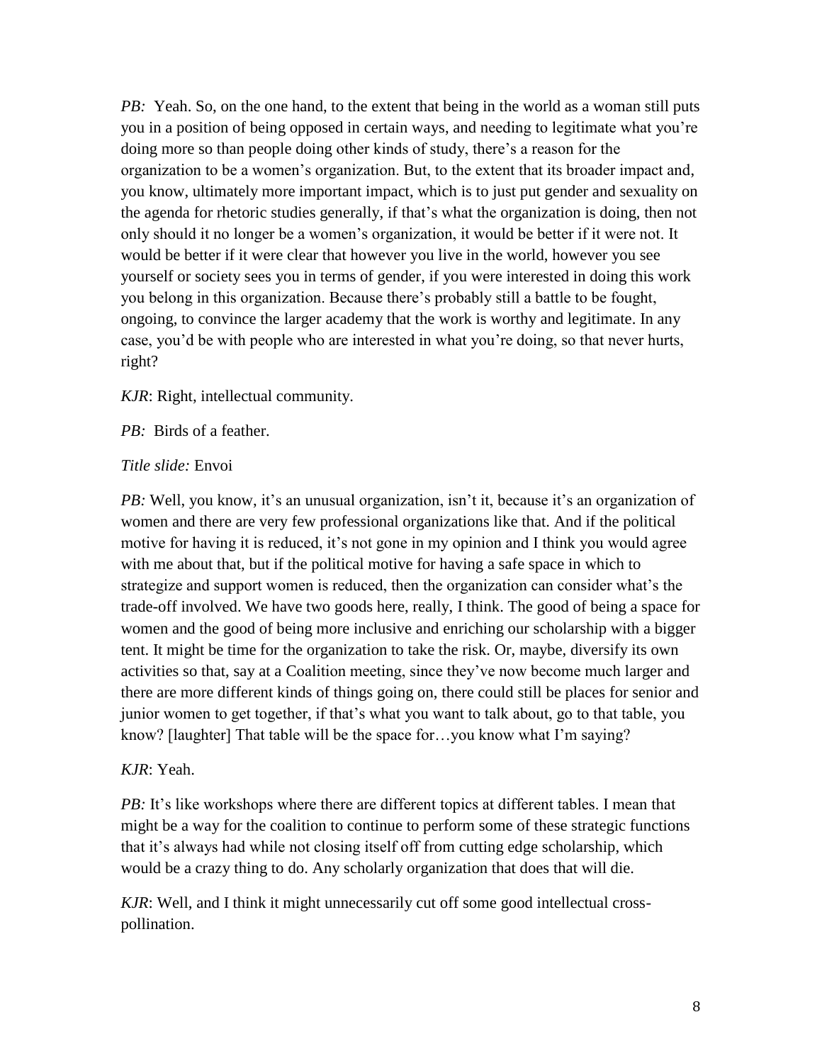*PB:* Yeah. So, on the one hand, to the extent that being in the world as a woman still puts you in a position of being opposed in certain ways, and needing to legitimate what you're doing more so than people doing other kinds of study, there's a reason for the organization to be a women's organization. But, to the extent that its broader impact and, you know, ultimately more important impact, which is to just put gender and sexuality on the agenda for rhetoric studies generally, if that's what the organization is doing, then not only should it no longer be a women's organization, it would be better if it were not. It would be better if it were clear that however you live in the world, however you see yourself or society sees you in terms of gender, if you were interested in doing this work you belong in this organization. Because there's probably still a battle to be fought, ongoing, to convince the larger academy that the work is worthy and legitimate. In any case, you'd be with people who are interested in what you're doing, so that never hurts, right?

*KJR*: Right, intellectual community.

*PB:* Birds of a feather.

*Title slide:* Envoi

*PB:* Well, you know, it's an unusual organization, isn't it, because it's an organization of women and there are very few professional organizations like that. And if the political motive for having it is reduced, it's not gone in my opinion and I think you would agree with me about that, but if the political motive for having a safe space in which to strategize and support women is reduced, then the organization can consider what's the trade-off involved. We have two goods here, really, I think. The good of being a space for women and the good of being more inclusive and enriching our scholarship with a bigger tent. It might be time for the organization to take the risk. Or, maybe, diversify its own activities so that, say at a Coalition meeting, since they've now become much larger and there are more different kinds of things going on, there could still be places for senior and junior women to get together, if that's what you want to talk about, go to that table, you know? [laughter] That table will be the space for…you know what I'm saying?

*KJR*: Yeah.

*PB:* It's like workshops where there are different topics at different tables. I mean that might be a way for the coalition to continue to perform some of these strategic functions that it's always had while not closing itself off from cutting edge scholarship, which would be a crazy thing to do. Any scholarly organization that does that will die.

*KJR*: Well, and I think it might unnecessarily cut off some good intellectual cross-pollination.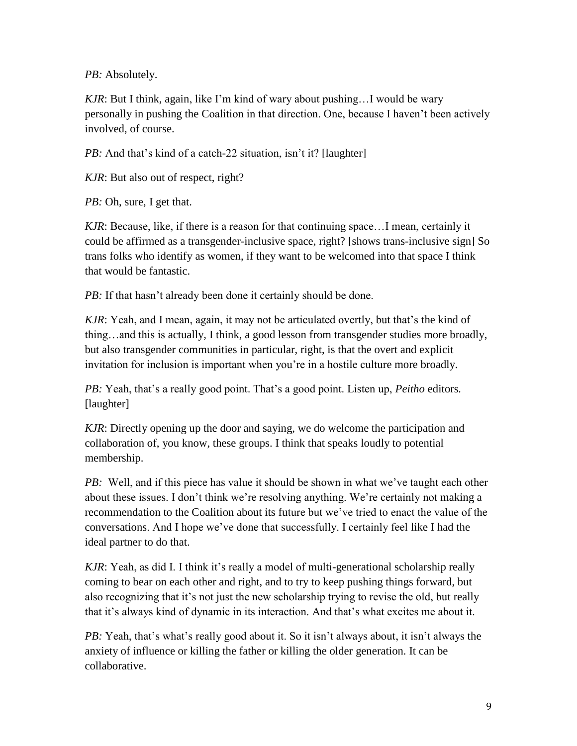*PB:* Absolutely.

*KJR*: But I think, again, like I'm kind of wary about pushing…I would be wary personally in pushing the Coalition in that direction. One, because I haven't been actively involved, of course.

*PB:* And that's kind of a catch-22 situation, isn't it? [laughter]

*KJR*: But also out of respect, right?

*PB:* Oh, sure, I get that.

*KJR*: Because, like, if there is a reason for that continuing space…I mean, certainly it could be affirmed as a transgender-inclusive space, right? [shows trans-inclusive sign] So trans folks who identify as women, if they want to be welcomed into that space I think that would be fantastic.

*PB:* If that hasn't already been done it certainly should be done.

*KJR*: Yeah, and I mean, again, it may not be articulated overtly, but that's the kind of thing…and this is actually, I think, a good lesson from transgender studies more broadly, but also transgender communities in particular, right, is that the overt and explicit invitation for inclusion is important when you're in a hostile culture more broadly.

*PB:* Yeah, that's a really good point. That's a good point. Listen up, *Peitho* editors. [laughter]

*KJR*: Directly opening up the door and saying, we do welcome the participation and collaboration of, you know, these groups. I think that speaks loudly to potential membership.

*PB:* Well, and if this piece has value it should be shown in what we've taught each other about these issues. I don't think we're resolving anything. We're certainly not making a recommendation to the Coalition about its future but we've tried to enact the value of the conversations. And I hope we've done that successfully. I certainly feel like I had the ideal partner to do that.

*KJR*: Yeah, as did I. I think it's really a model of multi-generational scholarship really coming to bear on each other and right, and to try to keep pushing things forward, but also recognizing that it's not just the new scholarship trying to revise the old, but really that it's always kind of dynamic in its interaction. And that's what excites me about it.

*PB:* Yeah, that's what's really good about it. So it isn't always about, it isn't always the anxiety of influence or killing the father or killing the older generation. It can be collaborative.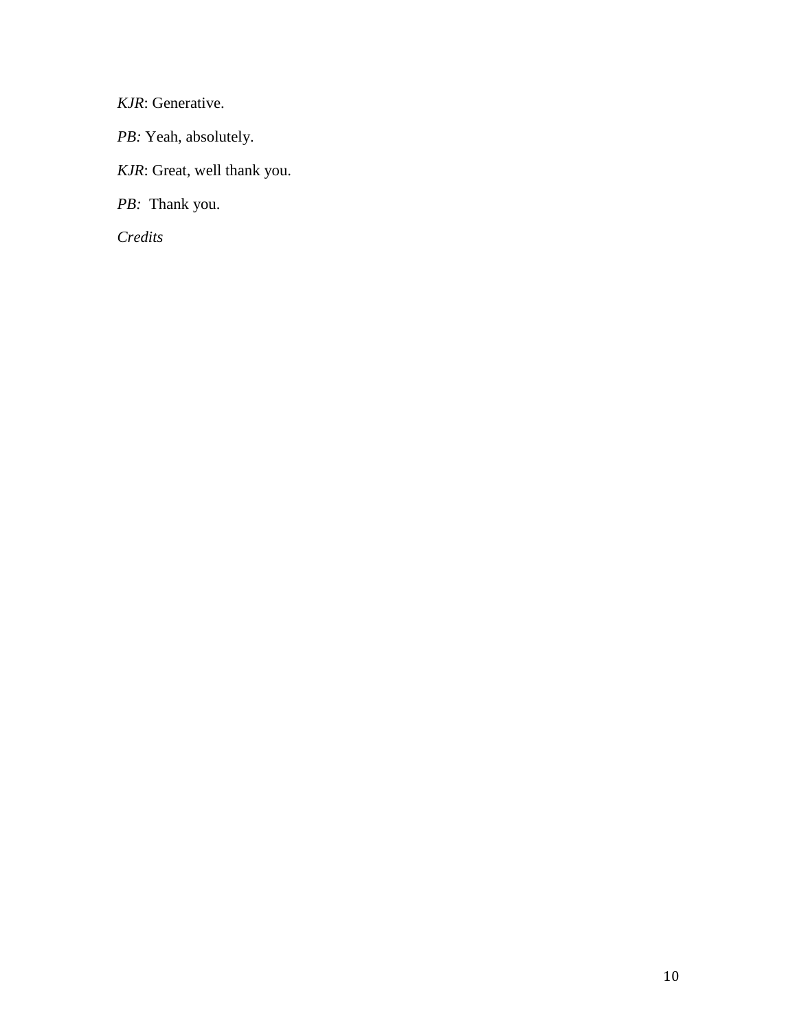*KJR*: Generative.

*PB:* Yeah, absolutely.

*KJR*: Great, well thank you.

*PB:* Thank you.

*Credits*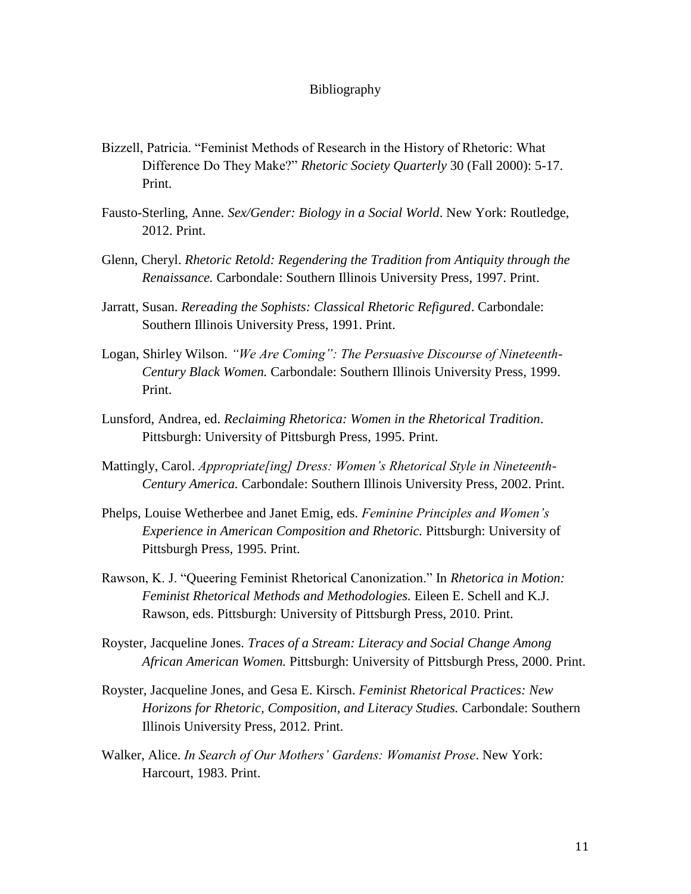# Bibliography

Bizzell, Patricia. "Feminist Methods of Research in the History of Rhetoric: What Difference Do They Make?" *Rhetoric Society Quarterly* 30 (Fall 2000): 5-17. Print.

Fausto-Sterling, Anne. *Sex/Gender: Biology in a Social World*. New York: Routledge, 2012. Print.

Glenn, Cheryl. *Rhetoric Retold: Regendering the Tradition from Antiquity through the Renaissance.* Carbondale: Southern Illinois University Press, 1997. Print.

Jarratt, Susan. *Rereading the Sophists: Classical Rhetoric Refigured*. Carbondale: Southern Illinois University Press, 1991. Print.

Logan, Shirley Wilson. *"We Are Coming": The Persuasive Discourse of Nineteenth-Century Black Women.* Carbondale: Southern Illinois University Press, 1999. Print.

Lunsford, Andrea, ed. *Reclaiming Rhetorica: Women in the Rhetorical Tradition*. Pittsburgh: University of Pittsburgh Press, 1995. Print.

Mattingly, Carol. *Appropriate[ing] Dress: Women's Rhetorical Style in Nineteenth-Century America.* Carbondale: Southern Illinois University Press, 2002. Print.

Phelps, Louise Wetherbee and Janet Emig, eds. *Feminine Principles and Women's Experience in American Composition and Rhetoric.* Pittsburgh: University of Pittsburgh Press, 1995. Print.

Rawson, K. J. "Queering Feminist Rhetorical Canonization." In *Rhetorica in Motion: Feminist Rhetorical Methods and Methodologies.* Eileen E. Schell and K.J. Rawson, eds. Pittsburgh: University of Pittsburgh Press, 2010. Print.

Royster, Jacqueline Jones. *Traces of a Stream: Literacy and Social Change Among African American Women.* Pittsburgh: University of Pittsburgh Press, 2000. Print.

Royster, Jacqueline Jones, and Gesa E. Kirsch. *Feminist Rhetorical Practices: New Horizons for Rhetoric, Composition, and Literacy Studies.* Carbondale: Southern Illinois University Press, 2012. Print.

Walker, Alice. *In Search of Our Mothers' Gardens: Womanist Prose*. New York: Harcourt, 1983. Print.